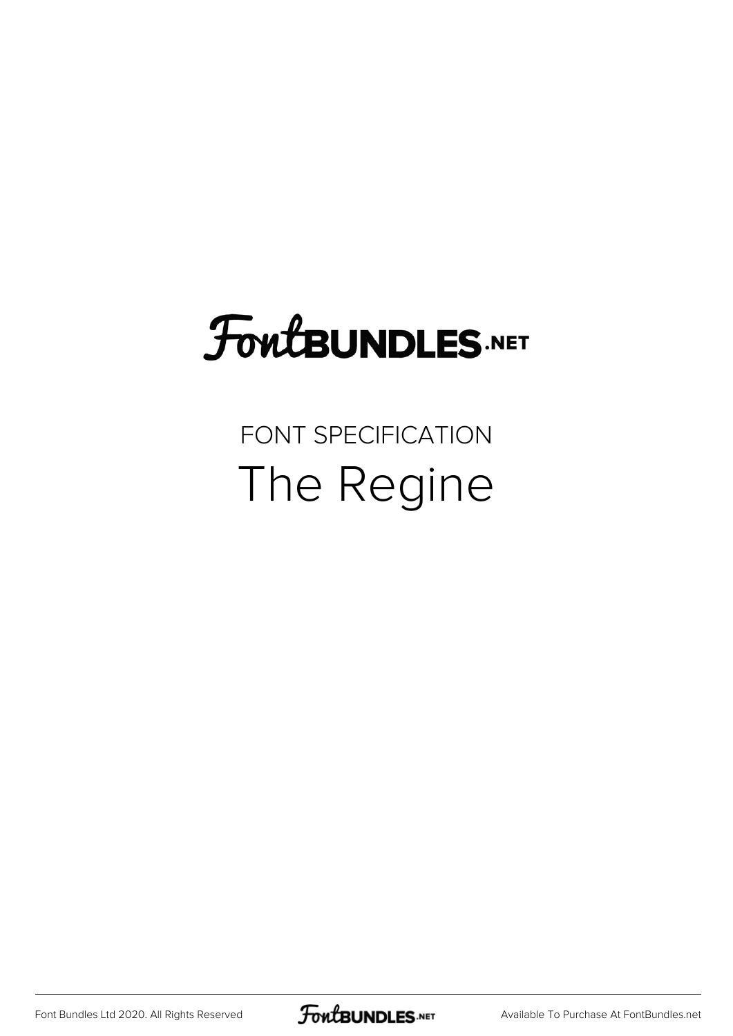FontBUNDLES.NET

FONT SPECIFICATION

# The Regine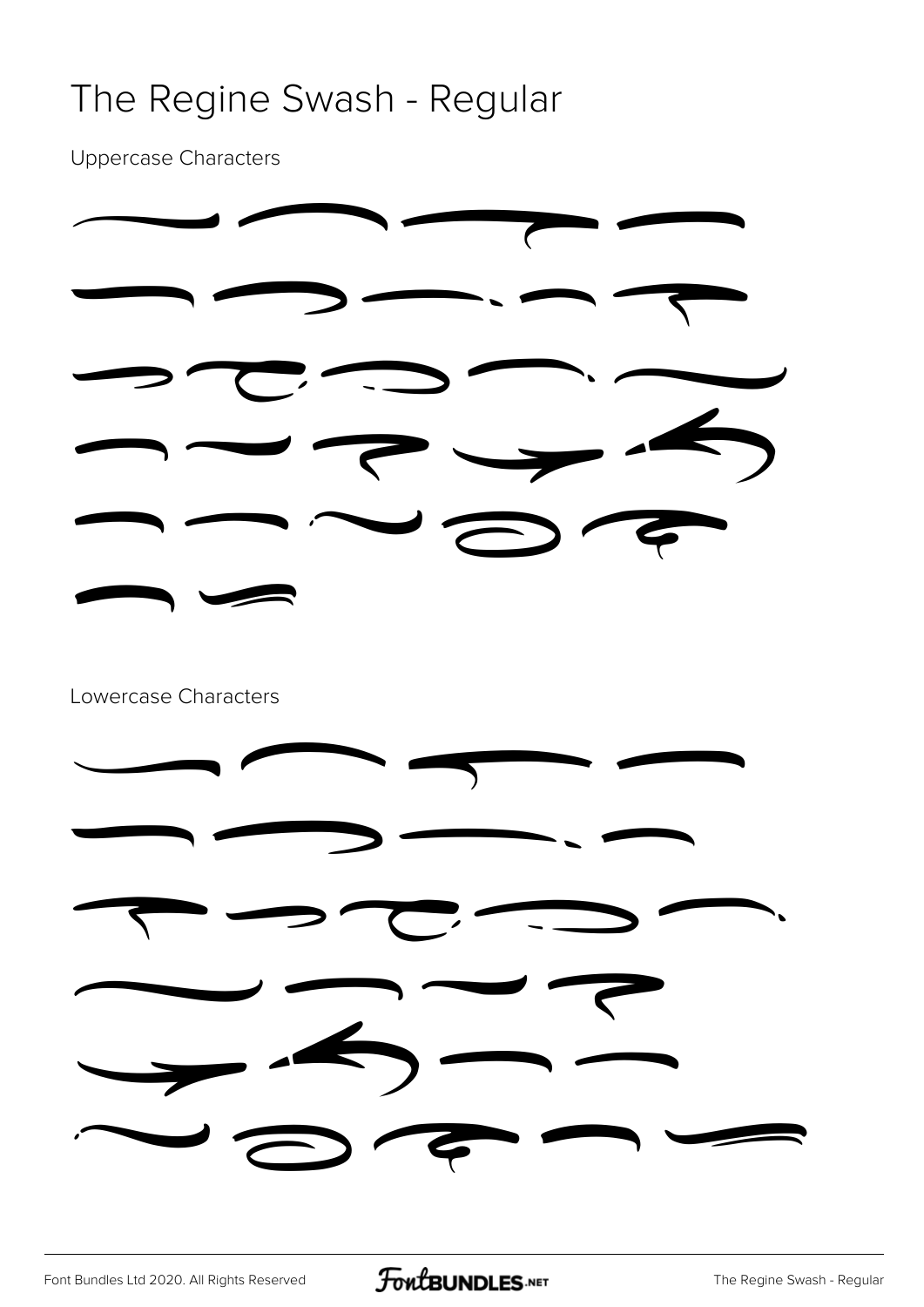# The Regine Swash - Regular

Uppercase Characters

Lowercase Characters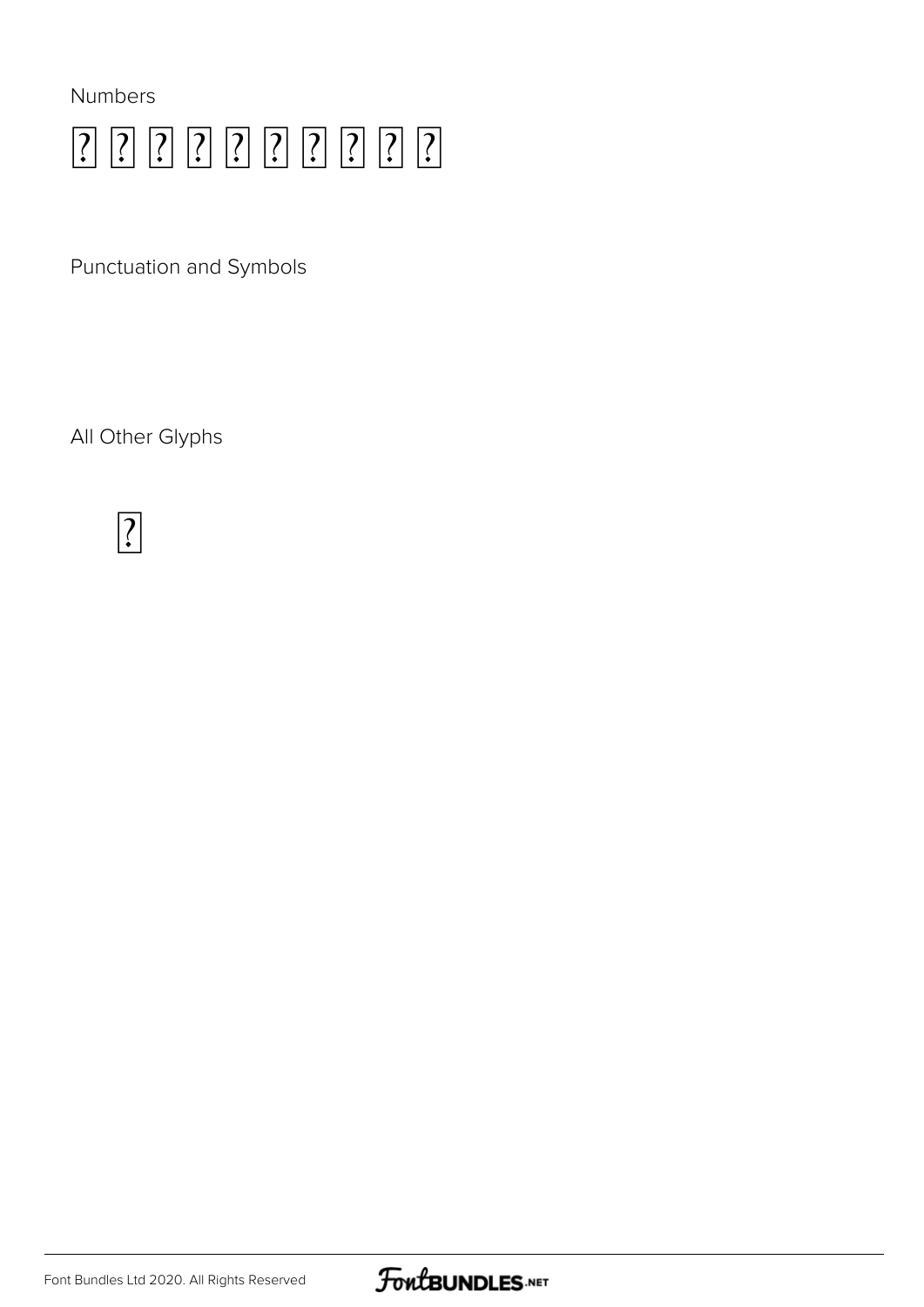Numbers

? ? ? ? ? ? ? ? ? ?

Punctuation and Symbols

All Other Glyphs

?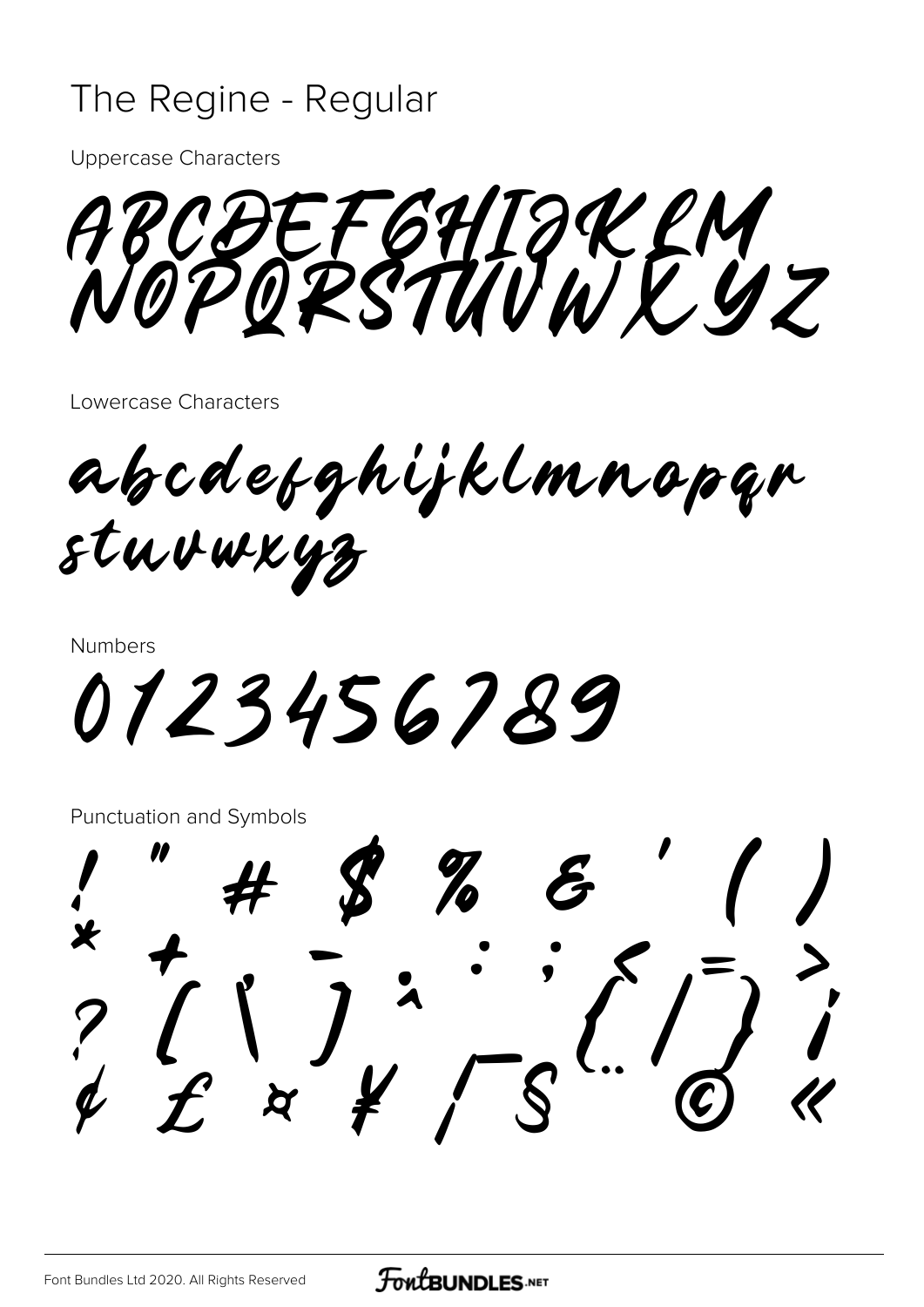# The Regine - Regular

Uppercase Characters

ABCDEFGHIJKLM
NOPQRSTUVWXYZ

Lowercase Characters

abcdefghijklmnopqr
stuvwxyz

Numbers

0123456789

Punctuation and Symbols

! " # $ % & ' ( )
* + - . : ; < = >
? [ \ ] ^ _ { | } ¡
¢ £ ¤ ¥ ¦ § ¨ © «

Font Bundles Ltd 2020. All Rights Reserved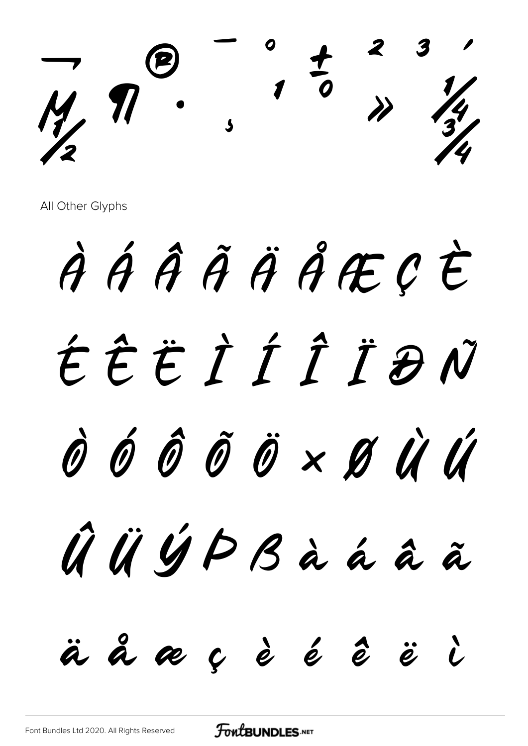¬ ® ¯ ° ± ² ³ ´
µ ¶ · ¸ ¹ º » ¼
½ ¾

All Other Glyphs

À Á Â Ã Ä Å Æ Ç È

É Ê Ë Ì Í Î Ï Ð Ñ

Ò Ó Ô Õ Ö × Ø Ù Ú

Û Ü Ý Þ ß à á â ã

ä å æ ç è é ê ë ì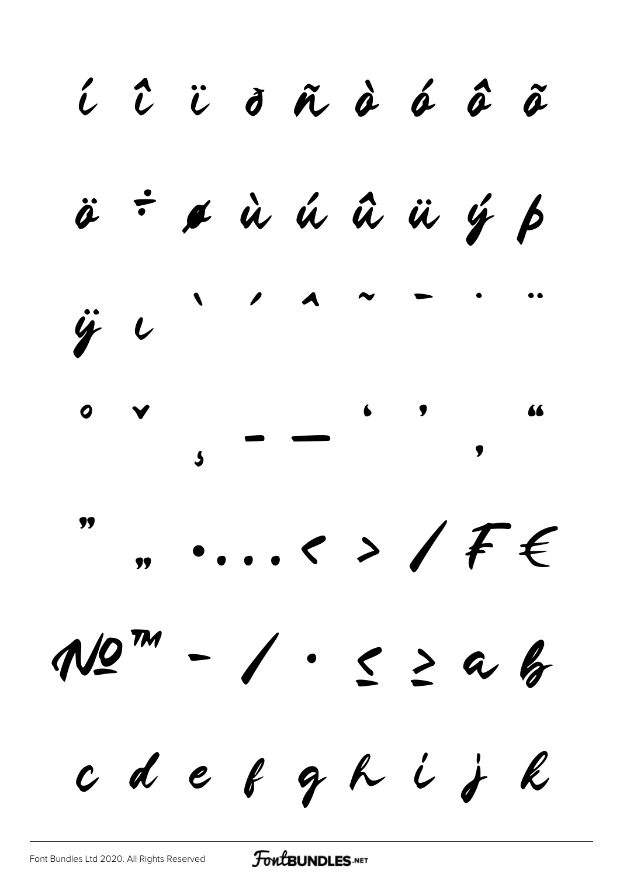í î ï ð ñ ò ó ô õ

ö ÷ ø ù ú û ü ý þ

ÿ ı ` ´ ˆ ˜ ¯ ˙ ¨

˚ ˇ ¸ – — ‘ ’ ‚ “

” „ • … ‹ › ⁄ ₣ €

№ ™ − ∕ · ≤ ≥ a b

c d e f g h i j k

Font Bundles Ltd 2020. All Rights Reserved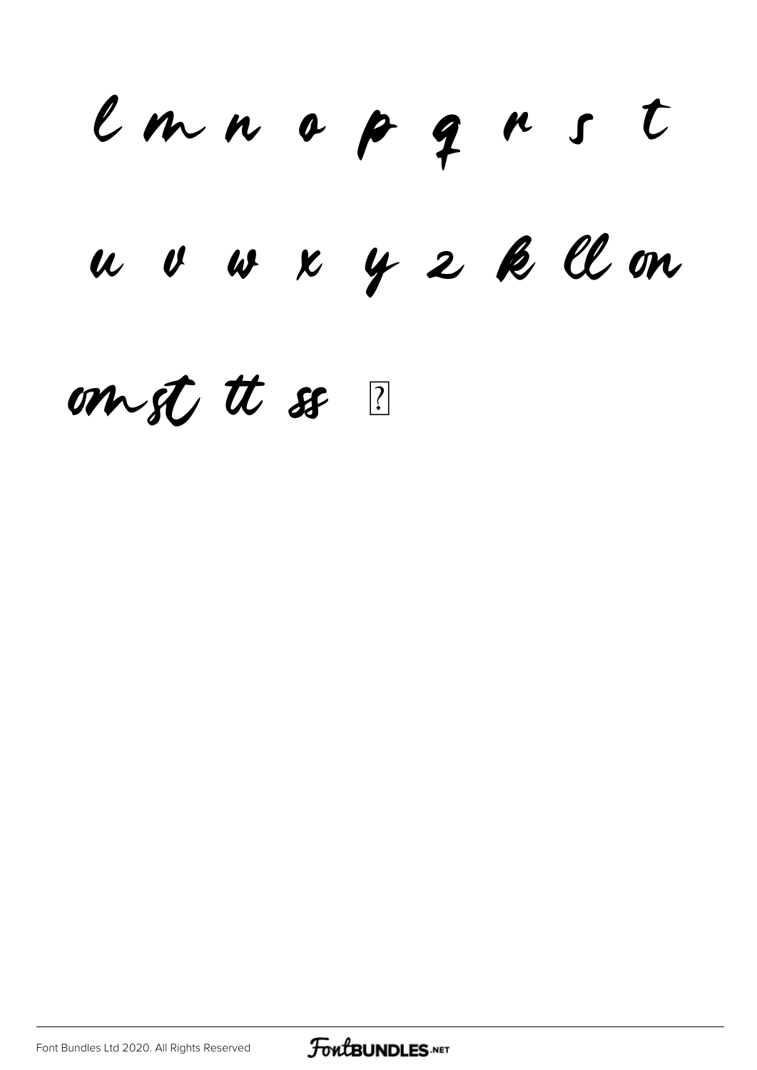l m n o p q r s t

u v w x y z k ll on

om st tt ss ?